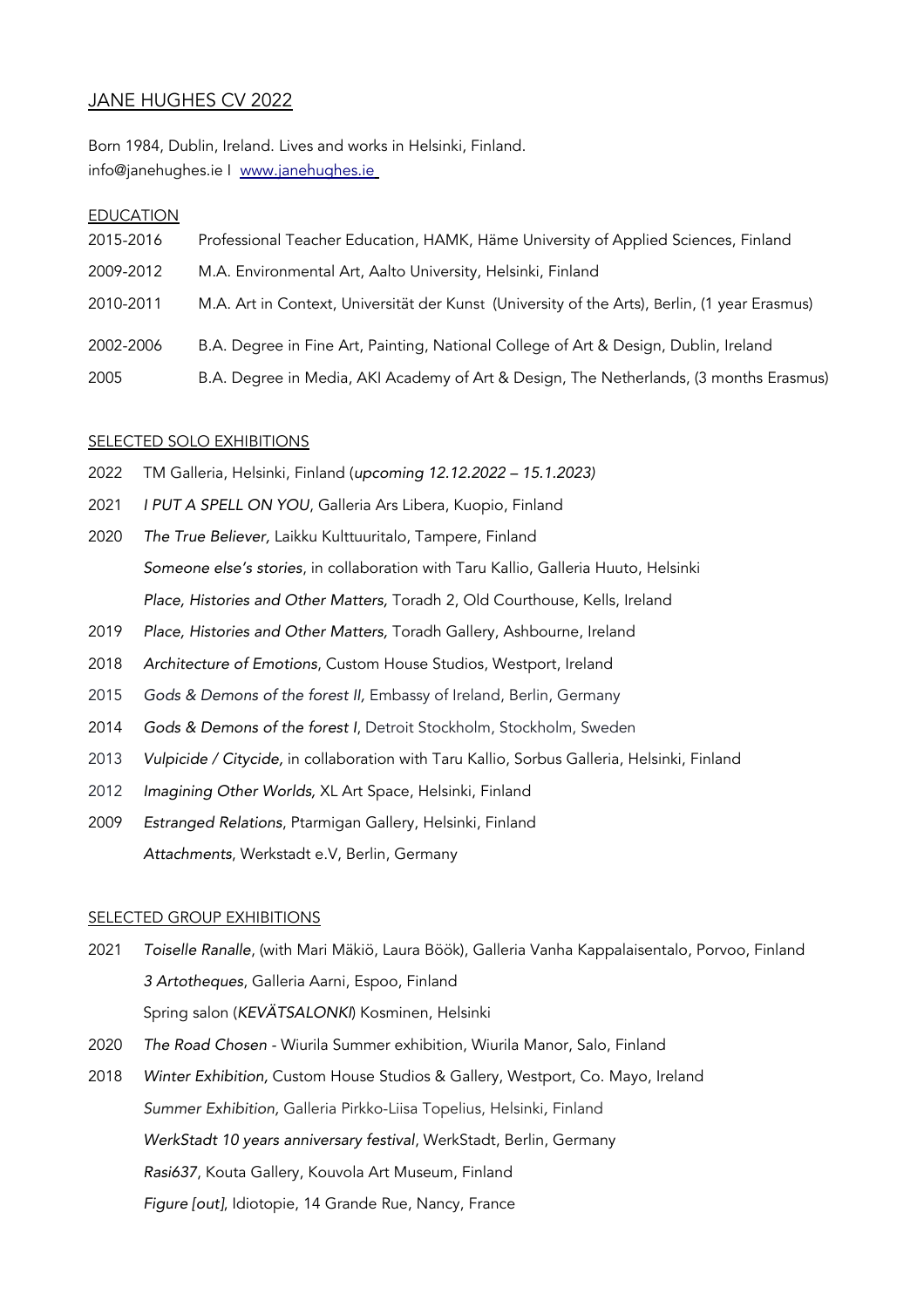# JANE HUGHES CV 2022

Born 1984, Dublin, Ireland. Lives and works in Helsinki, Finland.
info@janehughes.ie I www.janehughes.ie

## EDUCATION

2015-2016 Professional Teacher Education, HAMK, Häme University of Applied Sciences, Finland

2009-2012 M.A. Environmental Art, Aalto University, Helsinki, Finland

2010-2011 M.A. Art in Context, Universität der Kunst (University of the Arts), Berlin, (1 year Erasmus)

2002-2006 B.A. Degree in Fine Art, Painting, National College of Art & Design, Dublin, Ireland

2005 B.A. Degree in Media, AKI Academy of Art & Design, The Netherlands, (3 months Erasmus)

## SELECTED SOLO EXHIBITIONS

2022 TM Galleria, Helsinki, Finland (*upcoming 12.12.2022 – 15.1.2023)*

2021 *I PUT A SPELL ON YOU*, Galleria Ars Libera, Kuopio, Finland

2020 *The True Believer,* Laikku Kulttuuritalo, Tampere, Finland
*Someone else's stories*, in collaboration with Taru Kallio, Galleria Huuto, Helsinki
*Place, Histories and Other Matters,* Toradh 2, Old Courthouse, Kells, Ireland

2019 *Place, Histories and Other Matters,* Toradh Gallery, Ashbourne, Ireland

2018 *Architecture of Emotions*, Custom House Studios, Westport, Ireland

2015 *Gods & Demons of the forest II,* Embassy of Ireland, Berlin, Germany

2014 *Gods & Demons of the forest I*, Detroit Stockholm, Stockholm, Sweden

2013 *Vulpicide / Citycide,* in collaboration with Taru Kallio, Sorbus Galleria, Helsinki, Finland

2012 *Imagining Other Worlds,* XL Art Space, Helsinki, Finland

2009 *Estranged Relations*, Ptarmigan Gallery, Helsinki, Finland
*Attachments*, Werkstadt e.V, Berlin, Germany

## SELECTED GROUP EXHIBITIONS

2021 *Toiselle Ranalle*, (with Mari Mäkiö, Laura Böök), Galleria Vanha Kappalaisentalo, Porvoo, Finland
*3 Artotheques*, Galleria Aarni, Espoo, Finland
Spring salon (*KEVÄTSALONKI*) Kosminen, Helsinki

2020 *The Road Chosen* - Wiurila Summer exhibition, Wiurila Manor, Salo, Finland

2018 *Winter Exhibition,* Custom House Studios & Gallery, Westport, Co. Mayo, Ireland
*Summer Exhibition,* Galleria Pirkko-Liisa Topelius, Helsinki, Finland
*WerkStadt 10 years anniversary festival*, WerkStadt, Berlin, Germany
*Rasi637*, Kouta Gallery, Kouvola Art Museum, Finland
*Figure [out]*, Idiotopie, 14 Grande Rue, Nancy, France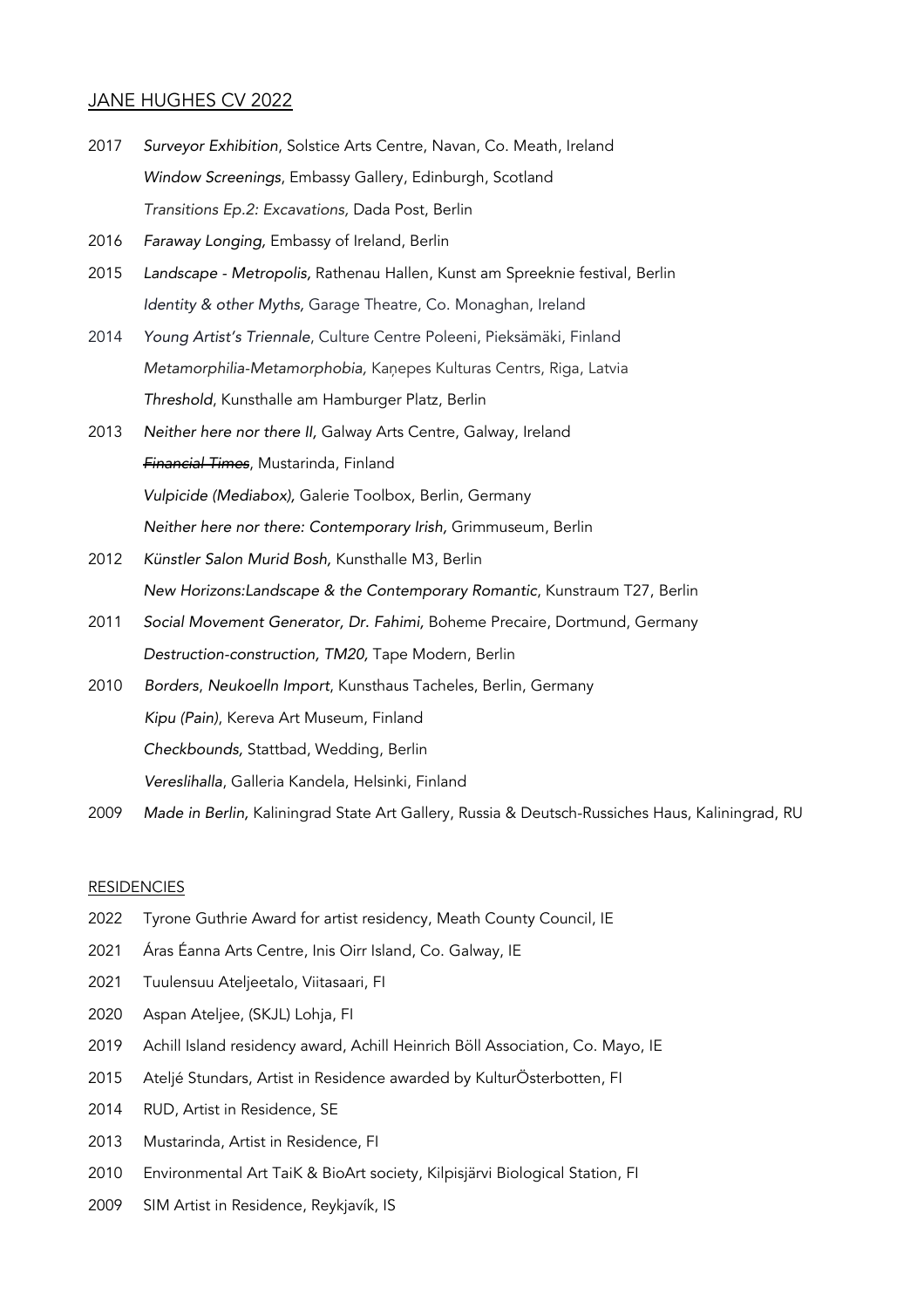JANE HUGHES CV 2022

2017 *Surveyor Exhibition*, Solstice Arts Centre, Navan, Co. Meath, Ireland
*Window Screenings*, Embassy Gallery, Edinburgh, Scotland
*Transitions Ep.2: Excavations,* Dada Post, Berlin

2016 *Faraway Longing,* Embassy of Ireland, Berlin

2015 *Landscape - Metropolis,* Rathenau Hallen, Kunst am Spreeknie festival, Berlin
*Identity & other Myths,* Garage Theatre, Co. Monaghan, Ireland

2014 *Young Artist's Triennale*, Culture Centre Poleeni, Pieksämäki, Finland
*Metamorphilia-Metamorphobia,* Kaņepes Kulturas Centrs, Riga, Latvia
*Threshold*, Kunsthalle am Hamburger Platz, Berlin

2013 *Neither here nor there II,* Galway Arts Centre, Galway, Ireland
*~~Financial Times~~*, Mustarinda, Finland
*Vulpicide (Mediabox),* Galerie Toolbox, Berlin, Germany
*Neither here nor there: Contemporary Irish,* Grimmuseum, Berlin

2012 *Künstler Salon Murid Bosh,* Kunsthalle M3, Berlin
*New Horizons:Landscape & the Contemporary Romantic*, Kunstraum T27, Berlin

2011 *Social Movement Generator, Dr. Fahimi,* Boheme Precaire, Dortmund, Germany
*Destruction-construction, TM20,* Tape Modern, Berlin

2010 *Borders, Neukoelln Import*, Kunsthaus Tacheles, Berlin, Germany
*Kipu (Pain)*, Kereva Art Museum, Finland
*Checkbounds,* Stattbad, Wedding, Berlin
*Vereslihalla*, Galleria Kandela, Helsinki, Finland

2009 *Made in Berlin,* Kaliningrad State Art Gallery, Russia & Deutsch-Russiches Haus, Kaliningrad, RU

RESIDENCIES

2022 Tyrone Guthrie Award for artist residency, Meath County Council, IE

2021 Áras Éanna Arts Centre, Inis Oirr Island, Co. Galway, IE

2021 Tuulensuu Ateljeetalo, Viitasaari, FI

2020 Aspan Ateljee, (SKJL) Lohja, FI

2019 Achill Island residency award, Achill Heinrich Böll Association, Co. Mayo, IE

2015 Ateljé Stundars, Artist in Residence awarded by KulturÖsterbotten, FI

2014 RUD, Artist in Residence, SE

2013 Mustarinda, Artist in Residence, FI

2010 Environmental Art TaiK & BioArt society, Kilpisjärvi Biological Station, FI

2009 SIM Artist in Residence, Reykjavík, IS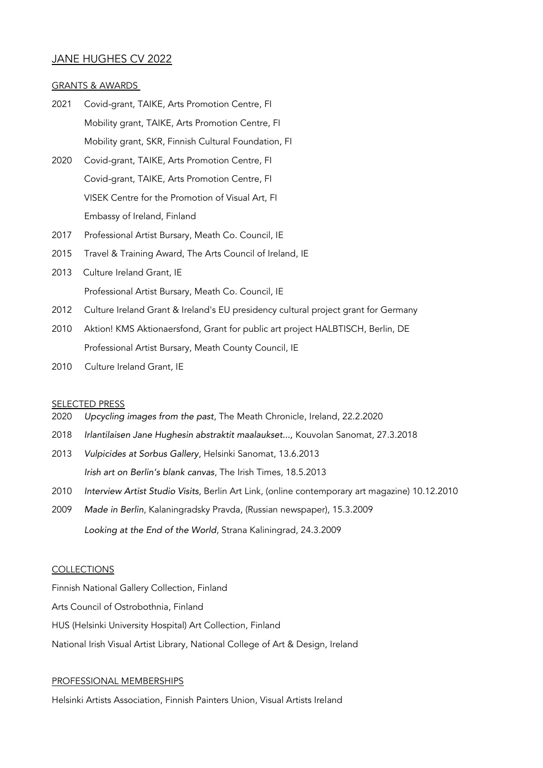# JANE HUGHES CV 2022

## GRANTS & AWARDS

2021 Covid-grant, TAIKE, Arts Promotion Centre, FI
Mobility grant, TAIKE, Arts Promotion Centre, FI
Mobility grant, SKR, Finnish Cultural Foundation, FI

2020 Covid-grant, TAIKE, Arts Promotion Centre, FI
Covid-grant, TAIKE, Arts Promotion Centre, FI
VISEK Centre for the Promotion of Visual Art, FI
Embassy of Ireland, Finland

2017 Professional Artist Bursary, Meath Co. Council, IE

2015 Travel & Training Award, The Arts Council of Ireland, IE

2013 Culture Ireland Grant, IE
Professional Artist Bursary, Meath Co. Council, IE

2012 Culture Ireland Grant & Ireland's EU presidency cultural project grant for Germany

2010 Aktion! KMS Aktionaersfond, Grant for public art project HALBTISCH, Berlin, DE
Professional Artist Bursary, Meath County Council, IE

2010 Culture Ireland Grant, IE

## SELECTED PRESS

2020 *Upcycling images from the past*, The Meath Chronicle, Ireland, 22.2.2020

2018 *Irlantilaisen Jane Hughesin abstraktit maalaukset...*, Kouvolan Sanomat, 27.3.2018

2013 *Vulpicides at Sorbus Gallery*, Helsinki Sanomat, 13.6.2013
*Irish art on Berlin's blank canvas*, The Irish Times, 18.5.2013

2010 *Interview Artist Studio Visits*, Berlin Art Link, (online contemporary art magazine) 10.12.2010

2009 *Made in Berlin*, Kalaningradsky Pravda, (Russian newspaper), 15.3.2009
*Looking at the End of the World*, Strana Kaliningrad, 24.3.2009

## COLLECTIONS

Finnish National Gallery Collection, Finland

Arts Council of Ostrobothnia, Finland

HUS (Helsinki University Hospital) Art Collection, Finland

National Irish Visual Artist Library, National College of Art & Design, Ireland

## PROFESSIONAL MEMBERSHIPS

Helsinki Artists Association, Finnish Painters Union, Visual Artists Ireland